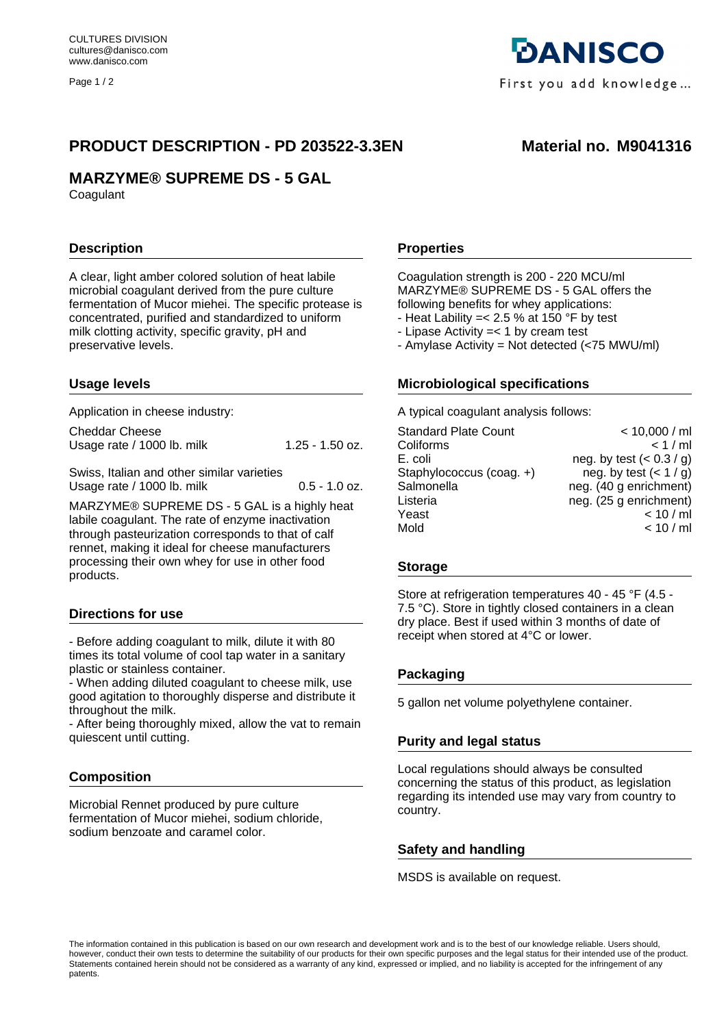CULTURES DIVISION
cultures@danisco.com
www.danisco.com

DANISCO
First you add knowledge...

# PRODUCT DESCRIPTION - PD 203522-3.3EN

**Material no. M9041316**

## MARZYME® SUPREME DS - 5 GAL

Coagulant

### Description

A clear, light amber colored solution of heat labile microbial coagulant derived from the pure culture fermentation of Mucor miehei. The specific protease is concentrated, purified and standardized to uniform milk clotting activity, specific gravity, pH and preservative levels.

### Usage levels

Application in cheese industry:

| | |
|---|---|
| Cheddar Cheese | |
| Usage rate / 1000 lb. milk | 1.25 - 1.50 oz. |
| Swiss, Italian and other similar varieties | |
| Usage rate / 1000 lb. milk | 0.5 - 1.0 oz. |

MARZYME® SUPREME DS - 5 GAL is a highly heat labile coagulant. The rate of enzyme inactivation through pasteurization corresponds to that of calf rennet, making it ideal for cheese manufacturers processing their own whey for use in other food products.

### Directions for use

- Before adding coagulant to milk, dilute it with 80 times its total volume of cool tap water in a sanitary plastic or stainless container.
- When adding diluted coagulant to cheese milk, use good agitation to thoroughly disperse and distribute it throughout the milk.
- After being thoroughly mixed, allow the vat to remain quiescent until cutting.

### Composition

Microbial Rennet produced by pure culture fermentation of Mucor miehei, sodium chloride, sodium benzoate and caramel color.

### Properties

Coagulation strength is 200 - 220 MCU/ml
MARZYME® SUPREME DS - 5 GAL offers the following benefits for whey applications:
- Heat Lability =< 2.5 % at 150 °F by test
- Lipase Activity =< 1 by cream test
- Amylase Activity = Not detected (<75 MWU/ml)

### Microbiological specifications

A typical coagulant analysis follows:

| | |
|---|---|
| Standard Plate Count | < 10,000 / ml |
| Coliforms | < 1 / ml |
| E. coli | neg. by test (< 0.3 / g) |
| Staphylococcus (coag. +) | neg. by test (< 1 / g) |
| Salmonella | neg. (40 g enrichment) |
| Listeria | neg. (25 g enrichment) |
| Yeast | < 10 / ml |
| Mold | < 10 / ml |

### Storage

Store at refrigeration temperatures 40 - 45 °F (4.5 - 7.5 °C). Store in tightly closed containers in a clean dry place. Best if used within 3 months of date of receipt when stored at 4°C or lower.

### Packaging

5 gallon net volume polyethylene container.

### Purity and legal status

Local regulations should always be consulted concerning the status of this product, as legislation regarding its intended use may vary from country to country.

### Safety and handling

MSDS is available on request.

The information contained in this publication is based on our own research and development work and is to the best of our knowledge reliable. Users should, however, conduct their own tests to determine the suitability of our products for their own specific purposes and the legal status for their intended use of the product. Statements contained herein should not be considered as a warranty of any kind, expressed or implied, and no liability is accepted for the infringement of any patents.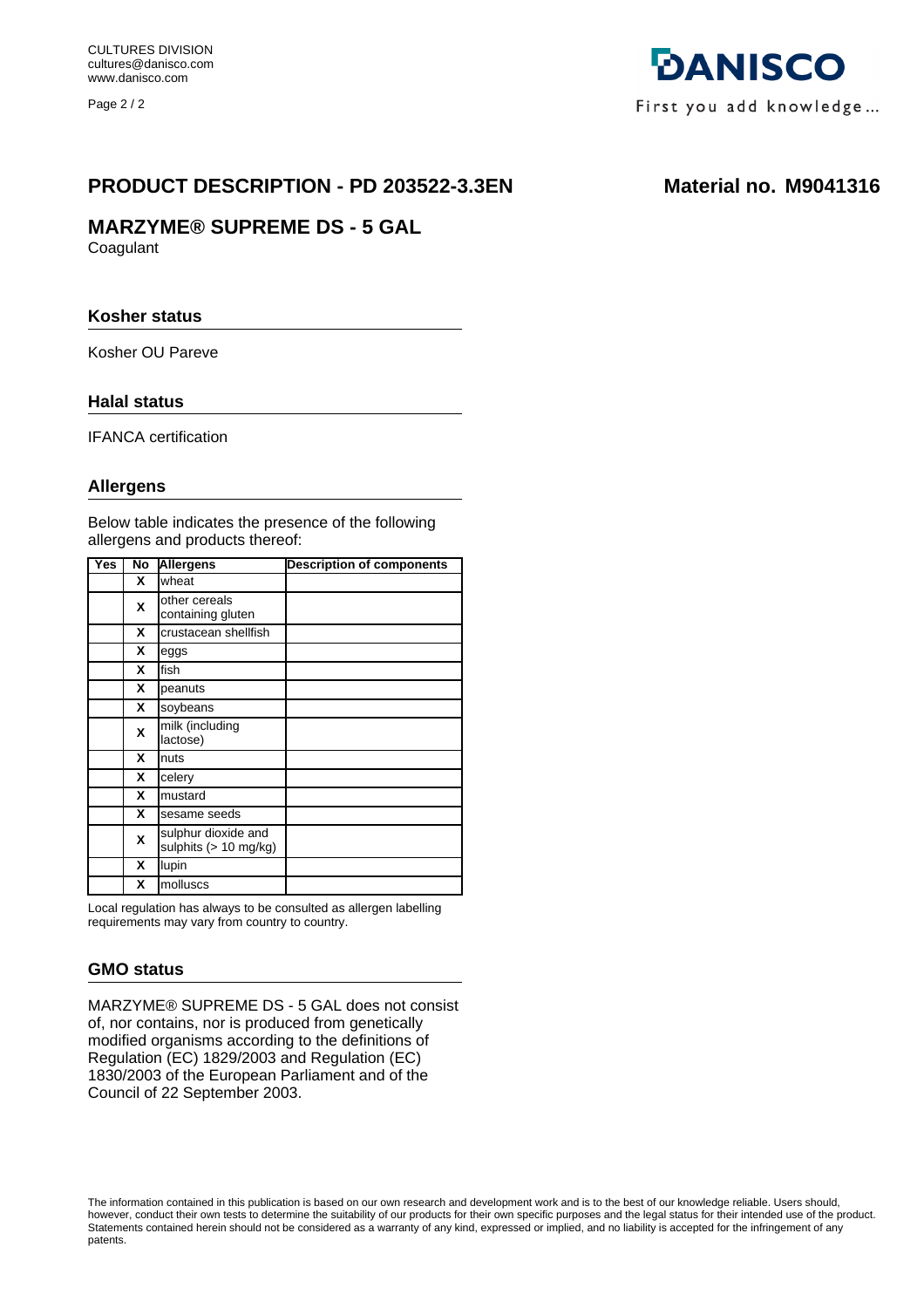CULTURES DIVISION
cultures@danisco.com
www.danisco.com

DANISCO
First you add knowledge...

## PRODUCT DESCRIPTION - PD 203522-3.3EN

**Material no. M9041316**

## MARZYME® SUPREME DS - 5 GAL

Coagulant

### Kosher status

Kosher OU Pareve

### Halal status

IFANCA certification

### Allergens

Below table indicates the presence of the following allergens and products thereof:

| Yes | No | Allergens | Description of components |
|---|---|---|---|
| | X | wheat | |
| | X | other cereals containing gluten | |
| | X | crustacean shellfish | |
| | X | eggs | |
| | X | fish | |
| | X | peanuts | |
| | X | soybeans | |
| | X | milk (including lactose) | |
| | X | nuts | |
| | X | celery | |
| | X | mustard | |
| | X | sesame seeds | |
| | X | sulphur dioxide and sulphits (> 10 mg/kg) | |
| | X | lupin | |
| | X | molluscs | |

Local regulation has always to be consulted as allergen labelling requirements may vary from country to country.

### GMO status

MARZYME® SUPREME DS - 5 GAL does not consist of, nor contains, nor is produced from genetically modified organisms according to the definitions of Regulation (EC) 1829/2003 and Regulation (EC) 1830/2003 of the European Parliament and of the Council of 22 September 2003.

The information contained in this publication is based on our own research and development work and is to the best of our knowledge reliable. Users should, however, conduct their own tests to determine the suitability of our products for their own specific purposes and the legal status for their intended use of the product. Statements contained herein should not be considered as a warranty of any kind, expressed or implied, and no liability is accepted for the infringement of any patents.